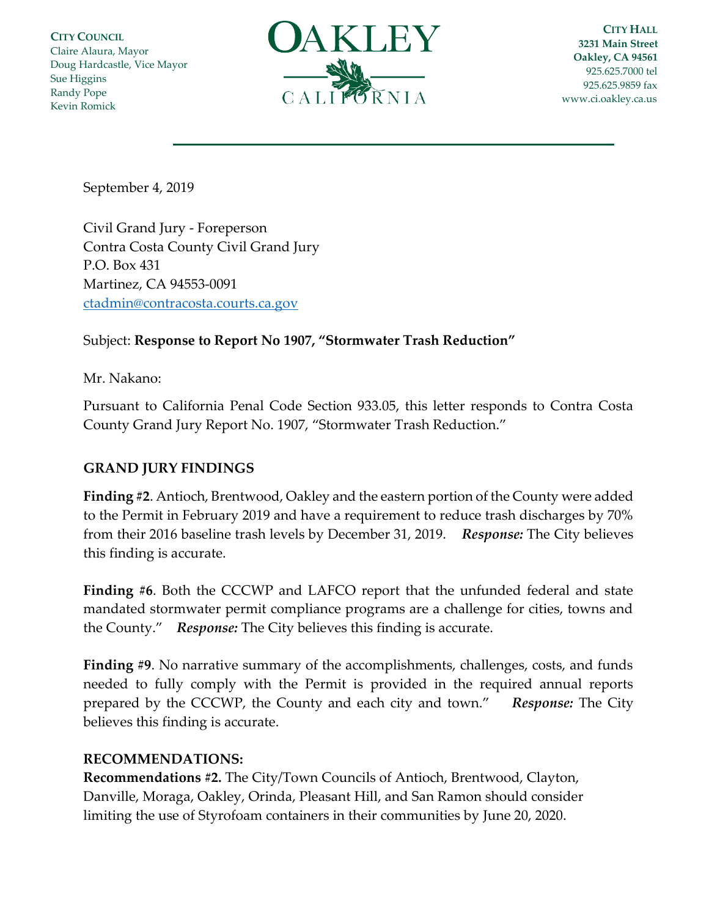**CITY COUNCIL**
Claire Alaura, Mayor
Doug Hardcastle, Vice Mayor
Sue Higgins
Randy Pope
Kevin Romick

# OAKLEY
CALIFORNIA

**CITY HALL**
**3231 Main Street**
**Oakley, CA 94561**
925.625.7000 tel
925.625.9859 fax
www.ci.oakley.ca.us

---

September 4, 2019

Civil Grand Jury - Foreperson
Contra Costa County Civil Grand Jury
P.O. Box 431
Martinez, CA 94553-0091
ctadmin@contracosta.courts.ca.gov

Subject: **Response to Report No 1907, "Stormwater Trash Reduction"**

Mr. Nakano:

Pursuant to California Penal Code Section 933.05, this letter responds to Contra Costa County Grand Jury Report No. 1907, "Stormwater Trash Reduction."

**GRAND JURY FINDINGS**

**Finding #2**. Antioch, Brentwood, Oakley and the eastern portion of the County were added to the Permit in February 2019 and have a requirement to reduce trash discharges by 70% from their 2016 baseline trash levels by December 31, 2019. ***Response:*** The City believes this finding is accurate.

**Finding #6**. Both the CCCWP and LAFCO report that the unfunded federal and state mandated stormwater permit compliance programs are a challenge for cities, towns and the County." ***Response:*** The City believes this finding is accurate.

**Finding #9**. No narrative summary of the accomplishments, challenges, costs, and funds needed to fully comply with the Permit is provided in the required annual reports prepared by the CCCWP, the County and each city and town." ***Response:*** The City believes this finding is accurate.

**RECOMMENDATIONS:**

**Recommendations #2.** The City/Town Councils of Antioch, Brentwood, Clayton, Danville, Moraga, Oakley, Orinda, Pleasant Hill, and San Ramon should consider limiting the use of Styrofoam containers in their communities by June 20, 2020.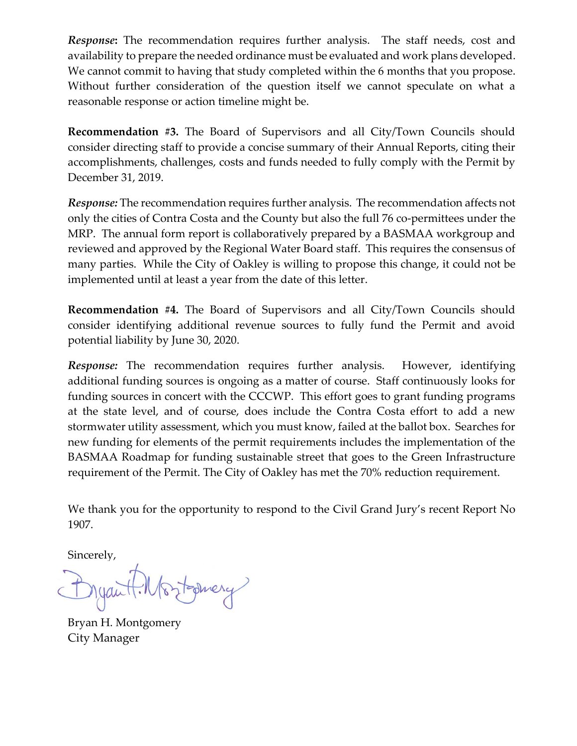***Response*:** The recommendation requires further analysis. The staff needs, cost and availability to prepare the needed ordinance must be evaluated and work plans developed. We cannot commit to having that study completed within the 6 months that you propose. Without further consideration of the question itself we cannot speculate on what a reasonable response or action timeline might be.

**Recommendation #3.** The Board of Supervisors and all City/Town Councils should consider directing staff to provide a concise summary of their Annual Reports, citing their accomplishments, challenges, costs and funds needed to fully comply with the Permit by December 31, 2019.

***Response:*** The recommendation requires further analysis. The recommendation affects not only the cities of Contra Costa and the County but also the full 76 co-permittees under the MRP. The annual form report is collaboratively prepared by a BASMAA workgroup and reviewed and approved by the Regional Water Board staff. This requires the consensus of many parties. While the City of Oakley is willing to propose this change, it could not be implemented until at least a year from the date of this letter.

**Recommendation #4.** The Board of Supervisors and all City/Town Councils should consider identifying additional revenue sources to fully fund the Permit and avoid potential liability by June 30, 2020.

***Response:*** The recommendation requires further analysis. However, identifying additional funding sources is ongoing as a matter of course. Staff continuously looks for funding sources in concert with the CCCWP. This effort goes to grant funding programs at the state level, and of course, does include the Contra Costa effort to add a new stormwater utility assessment, which you must know, failed at the ballot box. Searches for new funding for elements of the permit requirements includes the implementation of the BASMAA Roadmap for funding sustainable street that goes to the Green Infrastructure requirement of the Permit. The City of Oakley has met the 70% reduction requirement.

We thank you for the opportunity to respond to the Civil Grand Jury's recent Report No 1907.

Sincerely,

Bryan H. Montgomery
City Manager